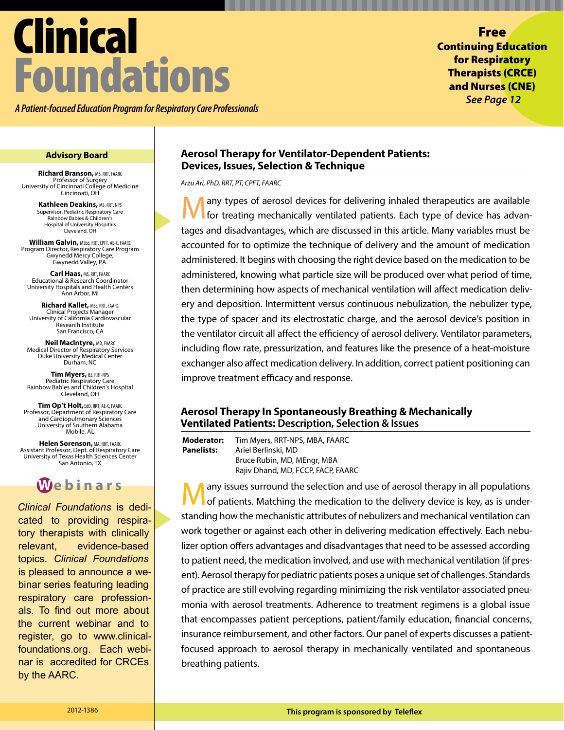# Clinical Foundations

*A Patient-focused Education Program for Respiratory Care Professionals*

**Free Continuing Education for Respiratory Therapists (CRCE) and Nurses (CNE)**
*See Page 12*

## Advisory Board

**Richard Branson,** MS, RRT, FAARC
Professor of Surgery
University of Cincinnati College of Medicine
Cincinnati, OH

**Kathleen Deakins,** MS, RRT, NPS
Supervisor, Pediatric Respiratory Care
Rainbow Babies & Children's
Hospital of University Hospitals
Cleveland, OH

**William Galvin,** MSEd, RRT, CPFT, AE-C, FAARC
Program Director, Respiratory Care Program
Gwynedd Mercy College,
Gwynedd Valley, PA.

**Carl Haas,** MS, RRT, FAARC
Educational & Research Coordinator
University Hospitals and Health Centers
Ann Arbor, MI

**Richard Kallet,** MSc, RRT, FAARC
Clinical Projects Manager
University of California Cardiovascular
Research Institute
San Francisco, CA

**Neil MacIntyre,** MD, FAARC
Medical Director of Respiratory Services
Duke University Medical Center
Durham, NC

**Tim Myers,** BS, RRT-NPS
Pediatric Respiratory Care
Rainbow Babies and Children's Hospital
Cleveland, OH

**Tim Op't Holt,** EdD, RRT, AE-C, FAARC
Professor, Department of Respiratory Care
and Cardiopulmonary Sciences
University of Southern Alabama
Mobile, AL

**Helen Sorenson,** MA, RRT, FAARC
Assistant Professor, Dept. of Respiratory Care
University of Texas Health Sciences Center
San Antonio, TX

## Webinars

*Clinical Foundations* is dedicated to providing respiratory therapists with clinically relevant, evidence-based topics. *Clinical Foundations* is pleased to announce a webinar series featuring leading respiratory care professionals. To find out more about the current webinar and to register, go to www.clinicalfoundations.org. Each webinar is accredited for CRCEs by the AARC.

## Aerosol Therapy for Ventilator-Dependent Patients: Devices, Issues, Selection & Technique

*Arzu Ari, PhD, RRT, PT, CPFT, FAARC*

Many types of aerosol devices for delivering inhaled therapeutics are available for treating mechanically ventilated patients. Each type of device has advantages and disadvantages, which are discussed in this article. Many variables must be accounted for to optimize the technique of delivery and the amount of medication administered. It begins with choosing the right device based on the medication to be administered, knowing what particle size will be produced over what period of time, then determining how aspects of mechanical ventilation will affect medication delivery and deposition. Intermittent versus continuous nebulization, the nebulizer type, the type of spacer and its electrostatic charge, and the aerosol device's position in the ventilator circuit all affect the efficiency of aerosol delivery. Ventilator parameters, including flow rate, pressurization, and features like the presence of a heat-moisture exchanger also affect medication delivery. In addition, correct patient positioning can improve treatment efficacy and response.

## Aerosol Therapy In Spontaneously Breathing & Mechanically Ventilated Patients: Description, Selection & Issues

**Moderator:** Tim Myers, RRT-NPS, MBA, FAARC
**Panelists:** Ariel Berlinski, MD
Bruce Rubin, MD, MEngr, MBA
Rajiv Dhand, MD, FCCP, FACP, FAARC

Many issues surround the selection and use of aerosol therapy in all populations of patients. Matching the medication to the delivery device is key, as is understanding how the mechanistic attributes of nebulizers and mechanical ventilation can work together or against each other in delivering medication effectively. Each nebulizer option offers advantages and disadvantages that need to be assessed according to patient need, the medication involved, and use with mechanical ventilation (if present). Aerosol therapy for pediatric patients poses a unique set of challenges. Standards of practice are still evolving regarding minimizing the risk ventilator-associated pneumonia with aerosol treatments. Adherence to treatment regimens is a global issue that encompasses patient perceptions, patient/family education, financial concerns, insurance reimbursement, and other factors. Our panel of experts discusses a patient-focused approach to aerosol therapy in mechanically ventilated and spontaneous breathing patients.

2012-1386

**This program is sponsored by Teleflex**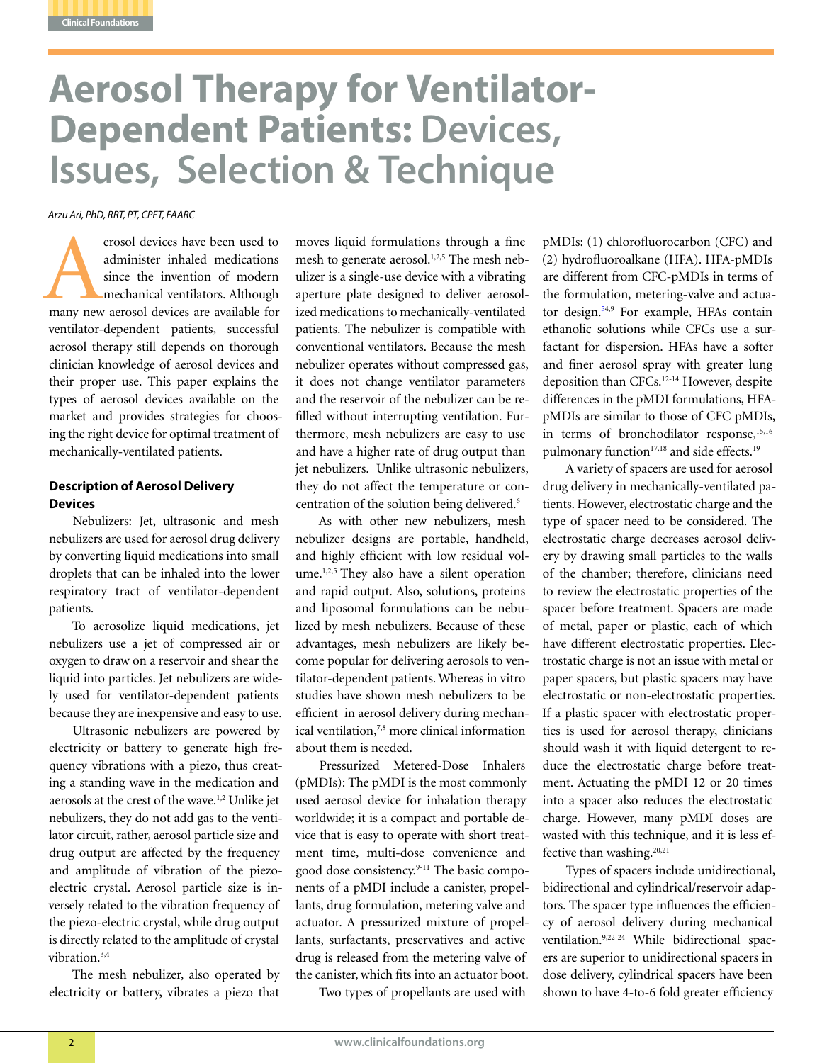# Aerosol Therapy for Ventilator-Dependent Patients: Devices, Issues, Selection & Technique

*Arzu Ari, PhD, RRT, PT, CPFT, FAARC*

Aerosol devices have been used to administer inhaled medications since the invention of modern mechanical ventilators. Although many new aerosol devices are available for ventilator-dependent patients, successful aerosol therapy still depends on thorough clinician knowledge of aerosol devices and their proper use. This paper explains the types of aerosol devices available on the market and provides strategies for choosing the right device for optimal treatment of mechanically-ventilated patients.

## Description of Aerosol Delivery Devices

Nebulizers: Jet, ultrasonic and mesh nebulizers are used for aerosol drug delivery by converting liquid medications into small droplets that can be inhaled into the lower respiratory tract of ventilator-dependent patients.

To aerosolize liquid medications, jet nebulizers use a jet of compressed air or oxygen to draw on a reservoir and shear the liquid into particles. Jet nebulizers are widely used for ventilator-dependent patients because they are inexpensive and easy to use.

Ultrasonic nebulizers are powered by electricity or battery to generate high frequency vibrations with a piezo, thus creating a standing wave in the medication and aerosols at the crest of the wave.[1,2] Unlike jet nebulizers, they do not add gas to the ventilator circuit, rather, aerosol particle size and drug output are affected by the frequency and amplitude of vibration of the piezo-electric crystal. Aerosol particle size is inversely related to the vibration frequency of the piezo-electric crystal, while drug output is directly related to the amplitude of crystal vibration.[3,4]

The mesh nebulizer, also operated by electricity or battery, vibrates a piezo that moves liquid formulations through a fine mesh to generate aerosol.[1,2,5] The mesh nebulizer is a single-use device with a vibrating aperture plate designed to deliver aerosolized medications to mechanically-ventilated patients. The nebulizer is compatible with conventional ventilators. Because the mesh nebulizer operates without compressed gas, it does not change ventilator parameters and the reservoir of the nebulizer can be refilled without interrupting ventilation. Furthermore, mesh nebulizers are easy to use and have a higher rate of drug output than jet nebulizers. Unlike ultrasonic nebulizers, they do not affect the temperature or concentration of the solution being delivered.[6]

As with other new nebulizers, mesh nebulizer designs are portable, handheld, and highly efficient with low residual volume.[1,2,5] They also have a silent operation and rapid output. Also, solutions, proteins and liposomal formulations can be nebulized by mesh nebulizers. Because of these advantages, mesh nebulizers are likely become popular for delivering aerosols to ventilator-dependent patients. Whereas in vitro studies have shown mesh nebulizers to be efficient in aerosol delivery during mechanical ventilation,[7,8] more clinical information about them is needed.

Pressurized Metered-Dose Inhalers (pMDIs): The pMDI is the most commonly used aerosol device for inhalation therapy worldwide; it is a compact and portable device that is easy to operate with short treatment time, multi-dose convenience and good dose consistency.[9-11] The basic components of a pMDI include a canister, propellants, drug formulation, metering valve and actuator. A pressurized mixture of propellants, surfactants, preservatives and active drug is released from the metering valve of the canister, which fits into an actuator boot.

Two types of propellants are used with pMDIs: (1) chlorofluorocarbon (CFC) and (2) hydrofluoroalkane (HFA). HFA-pMDIs are different from CFC-pMDIs in terms of the formulation, metering-valve and actuator design.[5,4,9] For example, HFAs contain ethanolic solutions while CFCs use a surfactant for dispersion. HFAs have a softer and finer aerosol spray with greater lung deposition than CFCs.[12-14] However, despite differences in the pMDI formulations, HFA-pMDIs are similar to those of CFC pMDIs, in terms of bronchodilator response,[15,16] pulmonary function[17,18] and side effects.[19]

A variety of spacers are used for aerosol drug delivery in mechanically-ventilated patients. However, electrostatic charge and the type of spacer need to be considered. The electrostatic charge decreases aerosol delivery by drawing small particles to the walls of the chamber; therefore, clinicians need to review the electrostatic properties of the spacer before treatment. Spacers are made of metal, paper or plastic, each of which have different electrostatic properties. Electrostatic charge is not an issue with metal or paper spacers, but plastic spacers may have electrostatic or non-electrostatic properties. If a plastic spacer with electrostatic properties is used for aerosol therapy, clinicians should wash it with liquid detergent to reduce the electrostatic charge before treatment. Actuating the pMDI 12 or 20 times into a spacer also reduces the electrostatic charge. However, many pMDI doses are wasted with this technique, and it is less effective than washing.[20,21]

Types of spacers include unidirectional, bidirectional and cylindrical/reservoir adaptors. The spacer type influences the efficiency of aerosol delivery during mechanical ventilation.[9,22-24] While bidirectional spacers are superior to unidirectional spacers in dose delivery, cylindrical spacers have been shown to have 4-to-6 fold greater efficiency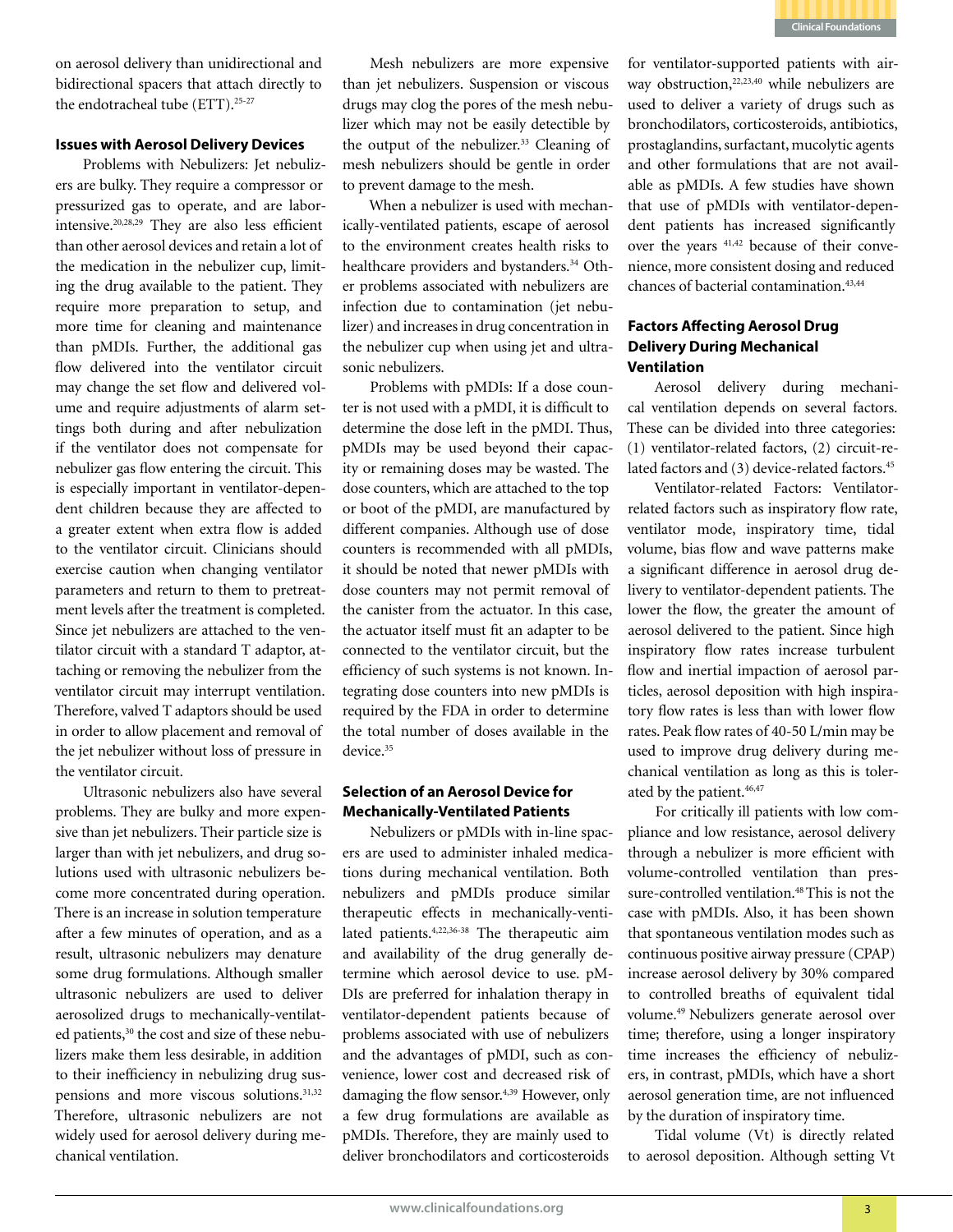on aerosol delivery than unidirectional and bidirectional spacers that attach directly to the endotracheal tube (ETT).[25-27]

**Issues with Aerosol Delivery Devices**

Problems with Nebulizers: Jet nebulizers are bulky. They require a compressor or pressurized gas to operate, and are labor-intensive.[20,28,29] They are also less efficient than other aerosol devices and retain a lot of the medication in the nebulizer cup, limiting the drug available to the patient. They require more preparation to setup, and more time for cleaning and maintenance than pMDIs. Further, the additional gas flow delivered into the ventilator circuit may change the set flow and delivered volume and require adjustments of alarm settings both during and after nebulization if the ventilator does not compensate for nebulizer gas flow entering the circuit. This is especially important in ventilator-dependent children because they are affected to a greater extent when extra flow is added to the ventilator circuit. Clinicians should exercise caution when changing ventilator parameters and return to them to pretreatment levels after the treatment is completed. Since jet nebulizers are attached to the ventilator circuit with a standard T adaptor, attaching or removing the nebulizer from the ventilator circuit may interrupt ventilation. Therefore, valved T adaptors should be used in order to allow placement and removal of the jet nebulizer without loss of pressure in the ventilator circuit.

Ultrasonic nebulizers also have several problems. They are bulky and more expensive than jet nebulizers. Their particle size is larger than with jet nebulizers, and drug solutions used with ultrasonic nebulizers become more concentrated during operation. There is an increase in solution temperature after a few minutes of operation, and as a result, ultrasonic nebulizers may denature some drug formulations. Although smaller ultrasonic nebulizers are used to deliver aerosolized drugs to mechanically-ventilated patients,[30] the cost and size of these nebulizers make them less desirable, in addition to their inefficiency in nebulizing drug suspensions and more viscous solutions.[31,32] Therefore, ultrasonic nebulizers are not widely used for aerosol delivery during mechanical ventilation.

Mesh nebulizers are more expensive than jet nebulizers. Suspension or viscous drugs may clog the pores of the mesh nebulizer which may not be easily detectible by the output of the nebulizer.[33] Cleaning of mesh nebulizers should be gentle in order to prevent damage to the mesh.

When a nebulizer is used with mechanically-ventilated patients, escape of aerosol to the environment creates health risks to healthcare providers and bystanders.[34] Other problems associated with nebulizers are infection due to contamination (jet nebulizer) and increases in drug concentration in the nebulizer cup when using jet and ultrasonic nebulizers.

Problems with pMDIs: If a dose counter is not used with a pMDI, it is difficult to determine the dose left in the pMDI. Thus, pMDIs may be used beyond their capacity or remaining doses may be wasted. The dose counters, which are attached to the top or boot of the pMDI, are manufactured by different companies. Although use of dose counters is recommended with all pMDIs, it should be noted that newer pMDIs with dose counters may not permit removal of the canister from the actuator. In this case, the actuator itself must fit an adapter to be connected to the ventilator circuit, but the efficiency of such systems is not known. Integrating dose counters into new pMDIs is required by the FDA in order to determine the total number of doses available in the device.[35]

**Selection of an Aerosol Device for Mechanically-Ventilated Patients**

Nebulizers or pMDIs with in-line spacers are used to administer inhaled medications during mechanical ventilation. Both nebulizers and pMDIs produce similar therapeutic effects in mechanically-ventilated patients.[4,22,36-38] The therapeutic aim and availability of the drug generally determine which aerosol device to use. pMDIs are preferred for inhalation therapy in ventilator-dependent patients because of problems associated with use of nebulizers and the advantages of pMDI, such as convenience, lower cost and decreased risk of damaging the flow sensor.[4,39] However, only a few drug formulations are available as pMDIs. Therefore, they are mainly used to deliver bronchodilators and corticosteroids for ventilator-supported patients with airway obstruction,[22,23,40] while nebulizers are used to deliver a variety of drugs such as bronchodilators, corticosteroids, antibiotics, prostaglandins, surfactant, mucolytic agents and other formulations that are not available as pMDIs. A few studies have shown that use of pMDIs with ventilator-dependent patients has increased significantly over the years [41,42] because of their convenience, more consistent dosing and reduced chances of bacterial contamination.[43,44]

**Factors Affecting Aerosol Drug Delivery During Mechanical Ventilation**

Aerosol delivery during mechanical ventilation depends on several factors. These can be divided into three categories: (1) ventilator-related factors, (2) circuit-related factors and (3) device-related factors.[45]

Ventilator-related Factors: Ventilator-related factors such as inspiratory flow rate, ventilator mode, inspiratory time, tidal volume, bias flow and wave patterns make a significant difference in aerosol drug delivery to ventilator-dependent patients. The lower the flow, the greater the amount of aerosol delivered to the patient. Since high inspiratory flow rates increase turbulent flow and inertial impaction of aerosol particles, aerosol deposition with high inspiratory flow rates is less than with lower flow rates. Peak flow rates of 40-50 L/min may be used to improve drug delivery during mechanical ventilation as long as this is tolerated by the patient.[46,47]

For critically ill patients with low compliance and low resistance, aerosol delivery through a nebulizer is more efficient with volume-controlled ventilation than pressure-controlled ventilation.[48] This is not the case with pMDIs. Also, it has been shown that spontaneous ventilation modes such as continuous positive airway pressure (CPAP) increase aerosol delivery by 30% compared to controlled breaths of equivalent tidal volume.[49] Nebulizers generate aerosol over time; therefore, using a longer inspiratory time increases the efficiency of nebulizers, in contrast, pMDIs, which have a short aerosol generation time, are not influenced by the duration of inspiratory time.

Tidal volume (Vt) is directly related to aerosol deposition. Although setting Vt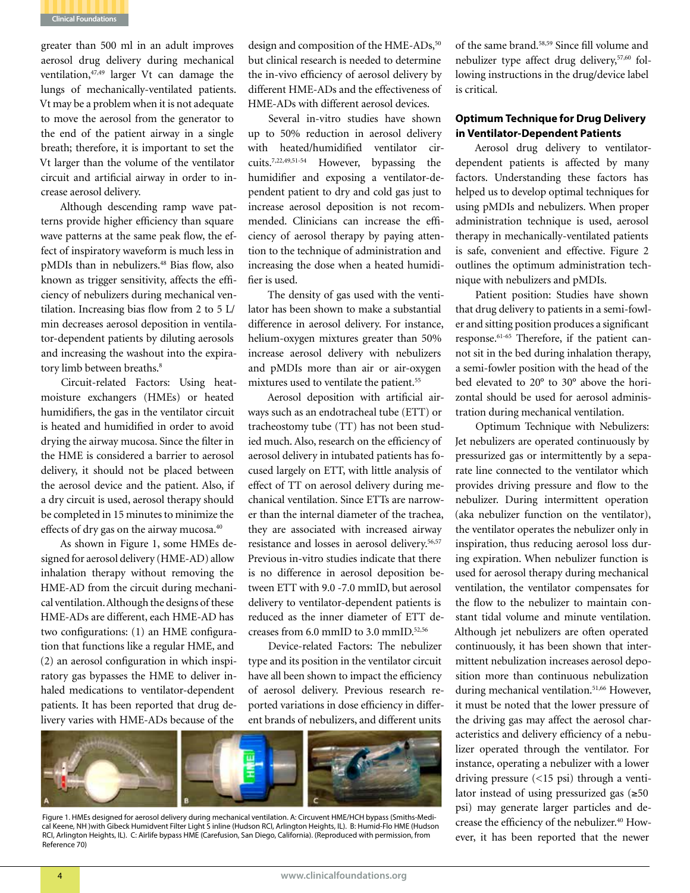greater than 500 ml in an adult improves aerosol drug delivery efficiency during mechanical ventilation,[47,49] larger Vt can damage the lungs of mechanically-ventilated patients. Vt may be a problem when it is not adequate to move the aerosol from the generator to the end of the patient airway in a single breath; therefore, it is important to set the Vt larger than the volume of the ventilator circuit and artificial airway in order to increase aerosol delivery.

Although descending ramp wave patterns provide higher efficiency than square wave patterns at the same peak flow, the effect of inspiratory waveform is much less in pMDIs than in nebulizers.[48] Bias flow, also known as trigger sensitivity, affects the efficiency of nebulizers during mechanical ventilation. Increasing bias flow from 2 to 5 L/min decreases aerosol deposition in ventilator-dependent patients by diluting aerosols and increasing the washout into the expiratory limb between breaths.[8]

Circuit-related Factors: Using heat-moisture exchangers (HMEs) or heated humidifiers, the gas in the ventilator circuit is heated and humidified in order to avoid drying the airway mucosa. Since the filter in the HME is considered a barrier to aerosol delivery, it should not be placed between the aerosol device and the patient. Also, if a dry circuit is used, aerosol therapy should be completed in 15 minutes to minimize the effects of dry gas on the airway mucosa.[40]

As shown in Figure 1, some HMEs designed for aerosol delivery (HME-AD) allow inhalation therapy without removing the HME-AD from the circuit during mechanical ventilation. Although the designs of these HME-ADs are different, each HME-AD has two configurations: (1) an HME configuration that functions like a regular HME, and (2) an aerosol configuration in which inspiratory gas bypasses the HME to deliver inhaled medications to ventilator-dependent patients. It has been reported that drug delivery varies with HME-ADs because of the design and composition of the HME-ADs,[50] but clinical research is needed to determine the in-vivo efficiency of aerosol delivery by different HME-ADs and the effectiveness of HME-ADs with different aerosol devices.

Several in-vitro studies have shown up to 50% reduction in aerosol delivery with heated/humidified ventilator circuits.[7,22,49,51-54] However, bypassing the humidifier and exposing a ventilator-dependent patient to dry and cold gas just to increase aerosol deposition is not recommended. Clinicians can increase the efficiency of aerosol therapy by paying attention to the technique of administration and increasing the dose when a heated humidifier is used.

The density of gas used with the ventilator has been shown to make a substantial difference in aerosol delivery. For instance, helium-oxygen mixtures greater than 50% increase aerosol delivery with nebulizers and pMDIs more than air or air-oxygen mixtures used to ventilate the patient.[55]

Aerosol deposition with artificial airways such as an endotracheal tube (ETT) or tracheostomy tube (TT) has not been studied much. Also, research on the efficiency of aerosol delivery in intubated patients has focused largely on ETT, with little analysis of effect of TT on aerosol delivery during mechanical ventilation. Since ETTs are narrower than the internal diameter of the trachea, they are associated with increased airway resistance and losses in aerosol delivery.[56,57] Previous in-vitro studies indicate that there is no difference in aerosol deposition between ETT with 9.0 -7.0 mmID, but aerosol delivery to ventilator-dependent patients is reduced as the inner diameter of ETT decreases from 6.0 mmID to 3.0 mmID.[52,56]

Device-related Factors: The nebulizer type and its position in the ventilator circuit have all been shown to impact the efficiency of aerosol delivery. Previous research reported variations in dose efficiency in different brands of nebulizers, and different units of the same brand.[58,59] Since fill volume and nebulizer type affect drug delivery,[57,60] following instructions in the drug/device label is critical.

Figure 1. HMEs designed for aerosol delivery during mechanical ventilation. A: Circuvent HME/HCH bypass (Smiths-Medical Keene, NH )with Gibeck Humidvent Filter Light S inline (Hudson RCI, Arlington Heights, IL). B: Humid-Flo HME (Hudson RCI, Arlington Heights, IL). C: Airlife bypass HME (Carefusion, San Diego, California). (Reproduced with permission, from Reference 70)

### Optimum Technique for Drug Delivery in Ventilator-Dependent Patients

Aerosol drug delivery to ventilator-dependent patients is affected by many factors. Understanding these factors has helped us to develop optimal techniques for using pMDIs and nebulizers. When proper administration technique is used, aerosol therapy in mechanically-ventilated patients is safe, convenient and effective. Figure 2 outlines the optimum administration technique with nebulizers and pMDIs.

Patient position: Studies have shown that drug delivery to patients in a semi-fowler and sitting position produces a significant response.[61-65] Therefore, if the patient cannot sit in the bed during inhalation therapy, a semi-fowler position with the head of the bed elevated to 20° to 30° above the horizontal should be used for aerosol administration during mechanical ventilation.

Optimum Technique with Nebulizers: Jet nebulizers are operated continuously by pressurized gas or intermittently by a separate line connected to the ventilator which provides driving pressure and flow to the nebulizer. During intermittent operation (aka nebulizer function on the ventilator), the ventilator operates the nebulizer only in inspiration, thus reducing aerosol loss during expiration. When nebulizer function is used for aerosol therapy during mechanical ventilation, the ventilator compensates for the flow to the nebulizer to maintain constant tidal volume and minute ventilation. Although jet nebulizers are often operated continuously, it has been shown that intermittent nebulization increases aerosol deposition more than continuous nebulization during mechanical ventilation.[51,66] However, it must be noted that the lower pressure of the driving gas may affect the aerosol characteristics and delivery efficiency of a nebulizer operated through the ventilator. For instance, operating a nebulizer with a lower driving pressure (<15 psi) through a ventilator instead of using pressurized gas (≥50 psi) may generate larger particles and decrease the efficiency of the nebulizer.[40] However, it has been reported that the newer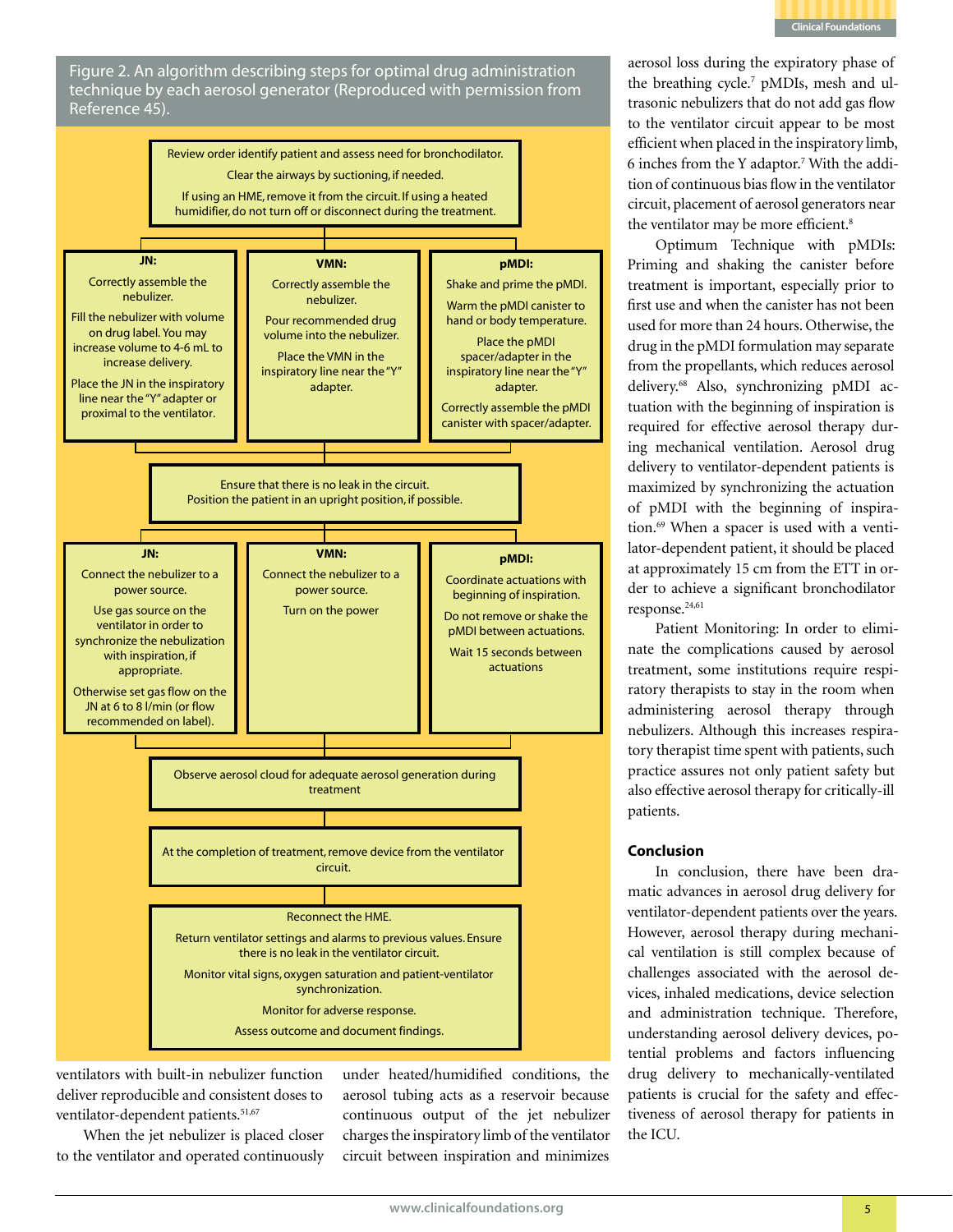Figure 2. An algorithm describing steps for optimal drug administration technique by each aerosol generator (Reproduced with permission from Reference 45).

Review order identify patient and assess need for bronchodilator.

Clear the airways by suctioning, if needed.

If using an HME, remove it from the circuit. If using a heated humidifier, do not turn off or disconnect during the treatment.

| JN: | VMN: | pMDI: |
|---|---|---|
| Correctly assemble the nebulizer. Fill the nebulizer with volume on drug label. You may increase volume to 4-6 mL to increase delivery. Place the JN in the inspiratory line near the "Y" adapter or proximal to the ventilator. | Correctly assemble the nebulizer. Pour recommended drug volume into the nebulizer. Place the VMN in the inspiratory line near the "Y" adapter. | Shake and prime the pMDI. Warm the pMDI canister to hand or body temperature. Place the pMDI spacer/adapter in the inspiratory line near the "Y" adapter. Correctly assemble the pMDI canister with spacer/adapter. |

Ensure that there is no leak in the circuit.
Position the patient in an upright position, if possible.

| JN: | VMN: | pMDI: |
|---|---|---|
| Connect the nebulizer to a power source. Use gas source on the ventilator in order to synchronize the nebulization with inspiration, if appropriate. Otherwise set gas flow on the JN at 6 to 8 l/min (or flow recommended on label). | Connect the nebulizer to a power source. Turn on the power | Coordinate actuations with beginning of inspiration. Do not remove or shake the pMDI between actuations. Wait 15 seconds between actuations |

Observe aerosol cloud for adequate aerosol generation during treatment

At the completion of treatment, remove device from the ventilator circuit.

Reconnect the HME.

Return ventilator settings and alarms to previous values. Ensure there is no leak in the ventilator circuit.

Monitor vital signs, oxygen saturation and patient-ventilator synchronization.

Monitor for adverse response.

Assess outcome and document findings.

ventilators with built-in nebulizer function deliver reproducible and consistent doses to ventilator-dependent patients.[51,67]

When the jet nebulizer is placed closer to the ventilator and operated continuously under heated/humidified conditions, the aerosol tubing acts as a reservoir because continuous output of the jet nebulizer charges the inspiratory limb of the ventilator circuit between inspiration and minimizes aerosol loss during the expiratory phase of the breathing cycle.[7] pMDIs, mesh and ultrasonic nebulizers that do not add gas flow to the ventilator circuit appear to be most efficient when placed in the inspiratory limb, 6 inches from the Y adaptor.[7] With the addition of continuous bias flow in the ventilator circuit, placement of aerosol generators near the ventilator may be more efficient.[8]

Optimum Technique with pMDIs: Priming and shaking the canister before treatment is important, especially prior to first use and when the canister has not been used for more than 24 hours. Otherwise, the drug in the pMDI formulation may separate from the propellants, which reduces aerosol delivery.[68] Also, synchronizing pMDI actuation with the beginning of inspiration is required for effective aerosol therapy during mechanical ventilation. Aerosol drug delivery to ventilator-dependent patients is maximized by synchronizing the actuation of pMDI with the beginning of inspiration.[69] When a spacer is used with a ventilator-dependent patient, it should be placed at approximately 15 cm from the ETT in order to achieve a significant bronchodilator response.[24,61]

Patient Monitoring: In order to eliminate the complications caused by aerosol treatment, some institutions require respiratory therapists to stay in the room when administering aerosol therapy through nebulizers. Although this increases respiratory therapist time spent with patients, such practice assures not only patient safety but also effective aerosol therapy for critically-ill patients.

## Conclusion

In conclusion, there have been dramatic advances in aerosol drug delivery for ventilator-dependent patients over the years. However, aerosol therapy during mechanical ventilation is still complex because of challenges associated with the aerosol devices, inhaled medications, device selection and administration technique. Therefore, understanding aerosol delivery devices, potential problems and factors influencing drug delivery to mechanically-ventilated patients is crucial for the safety and effectiveness of aerosol therapy for patients in the ICU.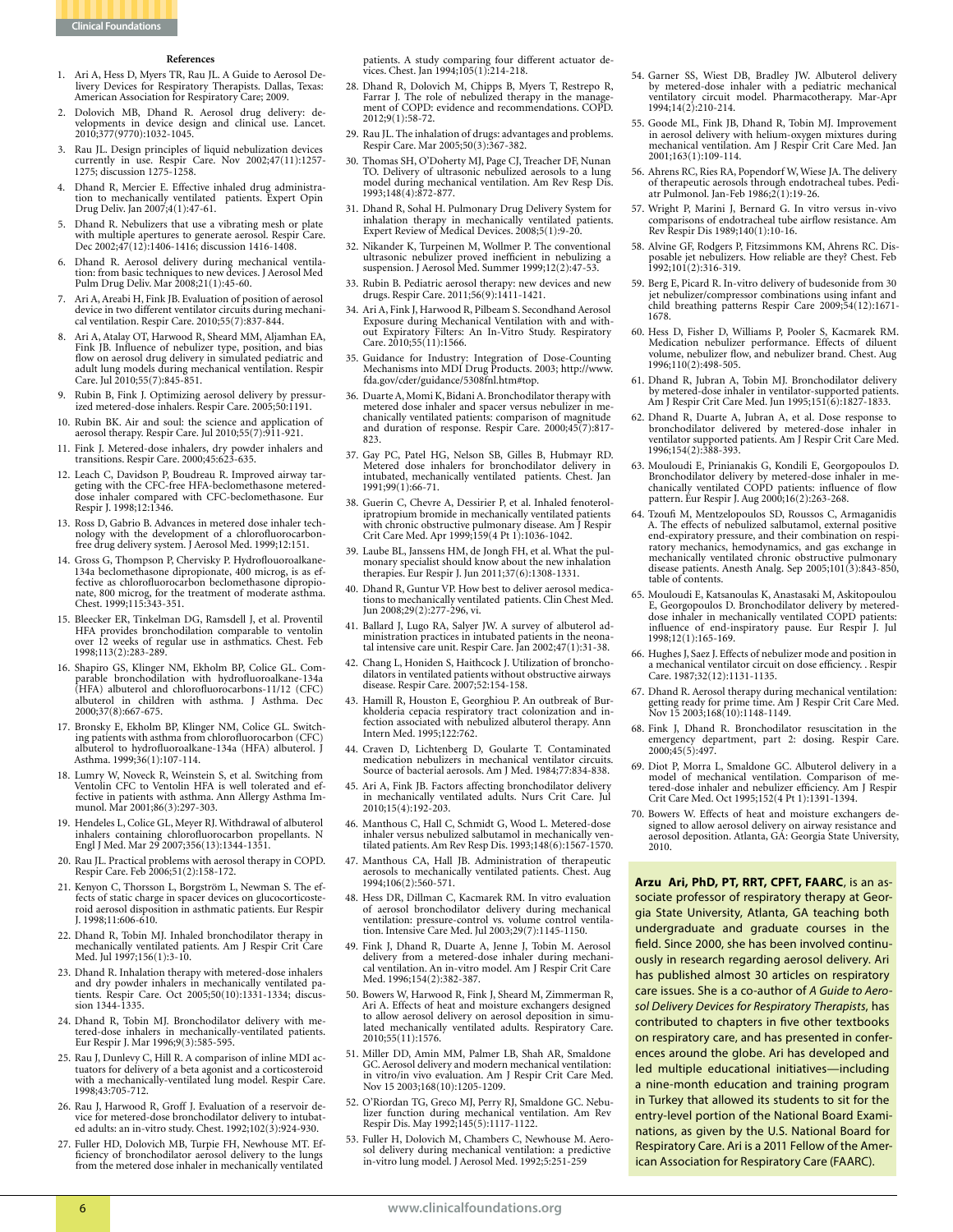## References

1. Ari A, Hess D, Myers TR, Rau JL. A Guide to Aerosol Delivery Devices for Respiratory Therapists. Dallas, Texas: American Association for Respiratory Care; 2009.
2. Dolovich MB, Dhand R. Aerosol drug delivery: developments in device design and clinical use. Lancet. 2010;377(9770):1032-1045.
3. Rau JL. Design principles of liquid nebulization devices currently in use. Respir Care. Nov 2002;47(11):1257-1275; discussion 1275-1258.
4. Dhand R, Mercier E. Effective inhaled drug administration to mechanically ventilated patients. Expert Opin Drug Deliv. Jan 2007;4(1):47-61.
5. Dhand R. Nebulizers that use a vibrating mesh or plate with multiple apertures to generate aerosol. Respir Care. Dec 2002;47(12):1406-1416; discussion 1416-1408.
6. Dhand R. Aerosol delivery during mechanical ventilation: from basic techniques to new devices. J Aerosol Med Pulm Drug Deliv. Mar 2008;21(1):45-60.
7. Ari A, Areabi H, Fink JB. Evaluation of position of aerosol device in two different ventilator circuits during mechanical ventilation. Respir Care. 2010;55(7):837-844.
8. Ari A, Atalay OT, Harwood R, Sheard MM, Aljamhan EA, Fink JB. Influence of nebulizer type, position, and bias flow on aerosol drug delivery in simulated pediatric and adult lung models during mechanical ventilation. Respir Care. Jul 2010;55(7):845-851.
9. Rubin B, Fink J. Optimizing aerosol delivery by pressurized metered-dose inhalers. Respir Care. 2005;50:1191.
10. Rubin BK. Air and soul: the science and application of aerosol therapy. Respir Care. Jul 2010;55(7):911-921.
11. Fink J. Metered-dose inhalers, dry powder inhalers and transitions. Respir Care. 2000;45:623-635.
12. Leach C, Davidson P, Boudreau R. Improved airway targeting with the CFC-free HFA-beclomethasone metered-dose inhaler compared with CFC-beclomethasone. Eur Respir J. 1998;12:1346.
13. Ross D, Gabrio B. Advances in metered dose inhaler technology with the development of a chlorofluorocarbon-free drug delivery system. J Aerosol Med. 1999;12:151.
14. Gross G, Thompson P, Chervisky P. Hydroflouroalkane-134a beclomethasone dipropionate, 400 microg, is as effective as chlorofluorocarbon beclomethasone dipropionate, 800 microg, for the treatment of moderate asthma. Chest. 1999;115:343-351.
15. Bleecker ER, Tinkelman DG, Ramsdell J, et al. Proventil HFA provides bronchodilation comparable to ventolin over 12 weeks of regular use in asthmatics. Chest. Feb 1998;113(2):283-289.
16. Shapiro GS, Klinger NM, Ekholm BP, Colice GL. Comparable bronchodilation with hydrofluoroalkane-134a (HFA) albuterol and chlorofluorocarbons-11/12 (CFC) albuterol in children with asthma. J Asthma. Dec 2000;37(8):667-675.
17. Bronsky E, Ekholm BP, Klinger NM, Colice GL. Switching patients with asthma from chlorofluorocarbon (CFC) albuterol to hydrofluoroalkane-134a (HFA) albuterol. J Asthma. 1999;36(1):107-114.
18. Lumry W, Noveck R, Weinstein S, et al. Switching from Ventolin CFC to Ventolin HFA is well tolerated and effective in patients with asthma. Ann Allergy Asthma Immunol. Mar 2001;86(3):297-303.
19. Hendeles L, Colice GL, Meyer RJ. Withdrawal of albuterol inhalers containing chlorofluorocarbon propellants. N Engl J Med. Mar 29 2007;356(13):1344-1351.
20. Rau JL. Practical problems with aerosol therapy in COPD. Respir Care. Feb 2006;51(2):158-172.
21. Kenyon C, Thorsson L, Borgström L, Newman S. The effects of static charge in spacer devices on glucocorticosteroid aerosol disposition in asthmatic patients. Eur Respir J. 1998;11:606-610.
22. Dhand R, Tobin MJ. Inhaled bronchodilator therapy in mechanically ventilated patients. Am J Respir Crit Care Med. Jul 1997;156(1):3-10.
23. Dhand R. Inhalation therapy with metered-dose inhalers and dry powder inhalers in mechanically ventilated patients. Respir Care. Oct 2005;50(10):1331-1334; discussion 1344-1335.
24. Dhand R, Tobin MJ. Bronchodilator delivery with metered-dose inhalers in mechanically-ventilated patients. Eur Respir J. Mar 1996;9(3):585-595.
25. Rau J, Dunlevy C, Hill R. A comparison of inline MDI actuators for delivery of a beta agonist and a corticosteroid with a mechanically-ventilated lung model. Respir Care. 1998;43:705-712.
26. Rau J, Harwood R, Groff J. Evaluation of a reservoir device for metered-dose bronchodilator delivery to intubated adults: an in-vitro study. Chest. 1992;102(3):924-930.
27. Fuller HD, Dolovich MB, Turpie FH, Newhouse MT. Efficiency of bronchodilator aerosol delivery to the lungs from the metered dose inhaler in mechanically ventilated patients. A study comparing four different actuator devices. Chest. Jan 1994;105(1):214-218.
28. Dhand R, Dolovich M, Chipps B, Myers T, Restrepo R, Farrar J. The role of nebulized therapy in the management of COPD: evidence and recommendations. COPD. 2012;9(1):58-72.
29. Rau JL. The inhalation of drugs: advantages and problems. Respir Care. Mar 2005;50(3):367-382.
30. Thomas SH, O'Doherty MJ, Page CJ, Treacher DF, Nunan TO. Delivery of ultrasonic nebulized aerosols to a lung model during mechanical ventilation. Am Rev Resp Dis. 1993;148(4):872-877.
31. Dhand R, Sohal H. Pulmonary Drug Delivery System for inhalation therapy in mechanically ventilated patients. Expert Review of Medical Devices. 2008;5(1):9-20.
32. Nikander K, Turpeinen M, Wollmer P. The conventional ultrasonic nebulizer proved inefficient in nebulizing a suspension. J Aerosol Med. Summer 1999;12(2):47-53.
33. Rubin B. Pediatric aerosol therapy: new devices and new drugs. Respir Care. 2011;56(9):1411-1421.
34. Ari A, Fink J, Harwood R, Pilbeam S. Secondhand Aerosol Exposure during Mechanical Ventilation with and without Expiratory Filters: An In-Vitro Study. Respiratory Care. 2010;55(11):1566.
35. Guidance for Industry: Integration of Dose-Counting Mechanisms into MDI Drug Products. 2003; http://www.fda.gov/cder/guidance/5308fnl.htm#top.
36. Duarte A, Momi K, Bidani A. Bronchodilator therapy with metered dose inhaler and spacer versus nebulizer in mechanically ventilated patients: comparison of magnitude and duration of response. Respir Care. 2000;45(7):817-823.
37. Gay PC, Patel HG, Nelson SB, Gilles B, Hubmayr RD. Metered dose inhalers for bronchodilator delivery in intubated, mechanically ventilated patients. Chest. Jan 1991;99(1):66-71.
38. Guerin C, Chevre A, Dessirier P, et al. Inhaled fenoterol-ipratropium bromide in mechanically ventilated patients with chronic obstructive pulmonary disease. Am J Respir Crit Care Med. Apr 1999;159(4 Pt 1):1036-1042.
39. Laube BL, Janssens HM, de Jongh FH, et al. What the pulmonary specialist should know about the new inhalation therapies. Eur Respir J. Jun 2011;37(6):1308-1331.
40. Dhand R, Guntur VP. How best to deliver aerosol medications to mechanically ventilated patients. Clin Chest Med. Jun 2008;29(2):277-296, vi.
41. Ballard J, Lugo RA, Salyer JW. A survey of albuterol administration practices in intubated patients in the neonatal intensive care unit. Respir Care. Jan 2002;47(1):31-38.
42. Chang L, Honiden S, Haithcock J. Utilization of bronchodilators in ventilated patients without obstructive airways disease. Respir Care. 2007;52:154-158.
43. Hamill R, Houston E, Georghiou P. An outbreak of Burkholderia cepacia respiratory tract colonization and infection associated with nebulized albuterol therapy. Ann Intern Med. 1995;122:762.
44. Craven D, Lichtenberg D, Goularte T. Contaminated medication nebulizers in mechanical ventilator circuits. Source of bacterial aerosols. Am J Med. 1984;77:834-838.
45. Ari A, Fink JB. Factors affecting bronchodilator delivery in mechanically ventilated adults. Nurs Crit Care. Jul 2010;15(4):192-203.
46. Manthous C, Hall C, Schmidt G, Wood L. Metered-dose inhaler versus nebulized salbutamol in mechanically ventilated patients. Am Rev Resp Dis. 1993;148(6):1567-1570.
47. Manthous CA, Hall JB. Administration of therapeutic aerosols to mechanically ventilated patients. Chest. Aug 1994;106(2):560-571.
48. Hess DR, Dillman C, Kacmarek RM. In vitro evaluation of aerosol bronchodilator delivery during mechanical ventilation: pressure-control vs. volume control ventilation. Intensive Care Med. Jul 2003;29(7):1145-1150.
49. Fink J, Dhand R, Duarte A, Jenne J, Tobin M. Aerosol delivery from a metered-dose inhaler during mechanical ventilation. An in-vitro model. Am J Respir Crit Care Med. 1996;154(2):382-387.
50. Bowers W, Harwood R, Fink J, Sheard M, Zimmerman R, Ari A. Effects of heat and moisture exchangers designed to allow aerosol delivery on aerosol deposition in simulated mechanically ventilated adults. Respiratory Care. 2010;55(11):1576.
51. Miller DD, Amin MM, Palmer LB, Shah AR, Smaldone GC. Aerosol delivery and modern mechanical ventilation: in vitro/in vivo evaluation. Am J Respir Crit Care Med. Nov 15 2003;168(10):1205-1209.
52. O'Riordan TG, Greco MJ, Perry RJ, Smaldone GC. Nebulizer function during mechanical ventilation. Am Rev Respir Dis. May 1992;145(5):1117-1122.
53. Fuller H, Dolovich M, Chambers C, Newhouse M. Aerosol delivery during mechanical ventilation: a predictive in-vitro lung model. J Aerosol Med. 1992;5:251-259
54. Garner SS, Wiest DB, Bradley JW. Albuterol delivery by metered-dose inhaler with a pediatric mechanical ventilatory circuit model. Pharmacotherapy. Mar-Apr 1994;14(2):210-214.
55. Goode ML, Fink JB, Dhand R, Tobin MJ. Improvement in aerosol delivery with helium-oxygen mixtures during mechanical ventilation. Am J Respir Crit Care Med. Jan 2001;163(1):109-114.
56. Ahrens RC, Ries RA, Popendorf W, Wiese JA. The delivery of therapeutic aerosols through endotracheal tubes. Pediatr Pulmonol. Jan-Feb 1986;2(1):19-26.
57. Wright P, Marini J, Bernard G. In vitro versus in-vivo comparisons of endotracheal tube airflow resistance. Am Rev Respir Dis 1989;140(1):10-16.
58. Alvine GF, Rodgers P, Fitzsimmons KM, Ahrens RC. Disposable jet nebulizers. How reliable are they? Chest. Feb 1992;101(2):316-319.
59. Berg E, Picard R. In-vitro delivery of budesonide from 30 jet nebulizer/compressor combinations using infant and child breathing patterns Respir Care 2009;54(12):1671-1678.
60. Hess D, Fisher D, Williams P, Pooler S, Kacmarek RM. Medication nebulizer performance. Effects of diluent volume, nebulizer flow, and nebulizer brand. Chest. Aug 1996;110(2):498-505.
61. Dhand R, Jubran A, Tobin MJ. Bronchodilator delivery by metered-dose inhaler in ventilator-supported patients. Am J Respir Crit Care Med. Jun 1995;151(6):1827-1833.
62. Dhand R, Duarte A, Jubran A, et al. Dose response to bronchodilator delivered by metered-dose inhaler in ventilator supported patients. Am J Respir Crit Care Med. 1996;154(2):388-393.
63. Mouloudi E, Prinianakis G, Kondili E, Georgopoulos D. Bronchodilator delivery by metered-dose inhaler in mechanically ventilated COPD patients: influence of flow pattern. Eur Respir J. Aug 2000;16(2):263-268.
64. Tzoufi M, Mentzelopoulos SD, Roussos C, Armaganidis A. The effects of nebulized salbutamol, external positive end-expiratory pressure, and their combination on respiratory mechanics, hemodynamics, and gas exchange in mechanically ventilated chronic obstructive pulmonary disease patients. Anesth Analg. Sep 2005;101(3):843-850, table of contents.
65. Mouloudi E, Katsanoulas K, Anastasaki M, Askitopoulou E, Georgopoulos D. Bronchodilator delivery by metered-dose inhaler in mechanically ventilated COPD patients: influence of end-inspiratory pause. Eur Respir J. Jul 1998;12(1):165-169.
66. Hughes J, Saez J. Effects of nebulizer mode and position in a mechanical ventilator circuit on dose efficiency. . Respir Care. 1987;32(12):1131-1135.
67. Dhand R. Aerosol therapy during mechanical ventilation: getting ready for prime time. Am J Respir Crit Care Med. Nov 15 2003;168(10):1148-1149.
68. Fink J, Dhand R. Bronchodilator resuscitation in the emergency department, part 2: dosing. Respir Care. 2000;45(5):497.
69. Diot P, Morra L, Smaldone GC. Albuterol delivery in a model of mechanical ventilation. Comparison of metered-dose inhaler and nebulizer efficiency. Am J Respir Crit Care Med. Oct 1995;152(4 Pt 1):1391-1394.
70. Bowers W. Effects of heat and moisture exchangers designed to allow aerosol delivery on airway resistance and aerosol deposition. Atlanta, GA: Georgia State University, 2010.

**Arzu Ari, PhD, PT, RRT, CPFT, FAARC**, is an associate professor of respiratory therapy at Georgia State University, Atlanta, GA teaching both undergraduate and graduate courses in the field. Since 2000, she has been involved continuously in research regarding aerosol delivery. Ari has published almost 30 articles on respiratory care issues. She is a co-author of *A Guide to Aerosol Delivery Devices for Respiratory Therapists*, has contributed to chapters in five other textbooks on respiratory care, and has presented in conferences around the globe. Ari has developed and led multiple educational initiatives—including a nine-month education and training program in Turkey that allowed its students to sit for the entry-level portion of the National Board Examinations, as given by the U.S. National Board for Respiratory Care. Ari is a 2011 Fellow of the American Association for Respiratory Care (FAARC).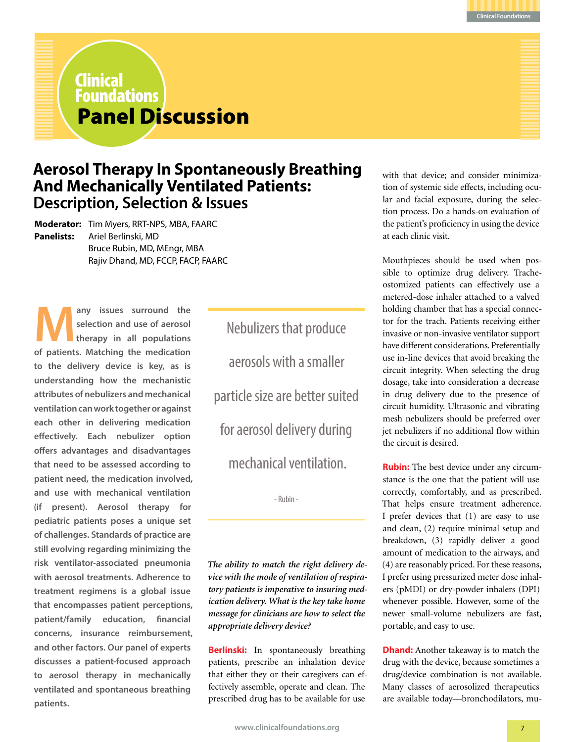# Clinical Foundations Panel Discussion

## Aerosol Therapy In Spontaneously Breathing And Mechanically Ventilated Patients: Description, Selection & Issues

**Moderator:** Tim Myers, RRT-NPS, MBA, FAARC
**Panelists:** Ariel Berlinski, MD
Bruce Rubin, MD, MEngr, MBA
Rajiv Dhand, MD, FCCP, FACP, FAARC

**Many issues surround the selection and use of aerosol therapy in all populations of patients. Matching the medication to the delivery device is key, as is understanding how the mechanistic attributes of nebulizers and mechanical ventilation can work together or against each other in delivering medication effectively. Each nebulizer option offers advantages and disadvantages that need to be assessed according to patient need, the medication involved, and use with mechanical ventilation (if present). Aerosol therapy for pediatric patients poses a unique set of challenges. Standards of practice are still evolving regarding minimizing the risk ventilator-associated pneumonia with aerosol treatments. Adherence to treatment regimens is a global issue that encompasses patient perceptions, patient/family education, financial concerns, insurance reimbursement, and other factors. Our panel of experts discusses a patient-focused approach to aerosol therapy in mechanically ventilated and spontaneous breathing patients.**

> Nebulizers that produce aerosols with a smaller particle size are better suited for aerosol delivery during mechanical ventilation.
>
> \- Rubin -

*The ability to match the right delivery device with the mode of ventilation of respiratory patients is imperative to insuring medication delivery. What is the key take home message for clinicians are how to select the appropriate delivery device?*

**Berlinski:** In spontaneously breathing patients, prescribe an inhalation device that either they or their caregivers can effectively assemble, operate and clean. The prescribed drug has to be available for use with that device; and consider minimization of systemic side effects, including ocular and facial exposure, during the selection process. Do a hands-on evaluation of the patient's proficiency in using the device at each clinic visit.

Mouthpieces should be used when possible to optimize drug delivery. Tracheostomized patients can effectively use a metered-dose inhaler attached to a valved holding chamber that has a special connector for the trach. Patients receiving either invasive or non-invasive ventilator support have different considerations. Preferentially use in-line devices that avoid breaking the circuit integrity. When selecting the drug dosage, take into consideration a decrease in drug delivery due to the presence of circuit humidity. Ultrasonic and vibrating mesh nebulizers should be preferred over jet nebulizers if no additional flow within the circuit is desired.

**Rubin:** The best device under any circumstance is the one that the patient will use correctly, comfortably, and as prescribed. That helps ensure treatment adherence. I prefer devices that (1) are easy to use and clean, (2) require minimal setup and breakdown, (3) rapidly deliver a good amount of medication to the airways, and (4) are reasonably priced. For these reasons, I prefer using pressurized meter dose inhalers (pMDI) or dry-powder inhalers (DPI) whenever possible. However, some of the newer small-volume nebulizers are fast, portable, and easy to use.

**Dhand:** Another takeaway is to match the drug with the device, because sometimes a drug/device combination is not available. Many classes of aerosolized therapeutics are available today—bronchodilators, mu-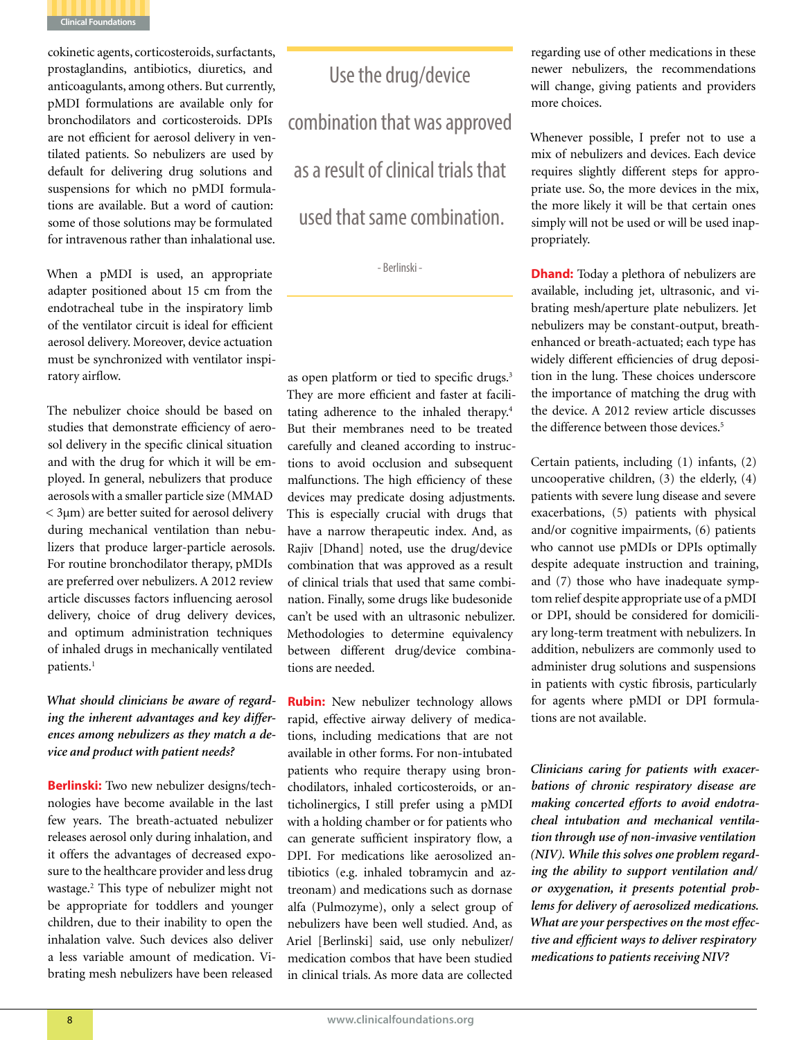cokinetic agents, corticosteroids, surfactants, prostaglandins, antibiotics, diuretics, and anticoagulants, among others. But currently, pMDI formulations are available only for bronchodilators and corticosteroids. DPIs are not efficient for aerosol delivery in ventilated patients. So nebulizers are used by default for delivering drug solutions and suspensions for which no pMDI formulations are available. But a word of caution: some of those solutions may be formulated for intravenous rather than inhalational use.

When a pMDI is used, an appropriate adapter positioned about 15 cm from the endotracheal tube in the inspiratory limb of the ventilator circuit is ideal for efficient aerosol delivery. Moreover, device actuation must be synchronized with ventilator inspiratory airflow.

The nebulizer choice should be based on studies that demonstrate efficiency of aerosol delivery in the specific clinical situation and with the drug for which it will be employed. In general, nebulizers that produce aerosols with a smaller particle size (MMAD < 3μm) are better suited for aerosol delivery during mechanical ventilation than nebulizers that produce larger-particle aerosols. For routine bronchodilator therapy, pMDIs are preferred over nebulizers. A 2012 review article discusses factors influencing aerosol delivery, choice of drug delivery devices, and optimum administration techniques of inhaled drugs in mechanically ventilated patients.[1]

***What should clinicians be aware of regarding the inherent advantages and key differences among nebulizers as they match a device and product with patient needs?***

**Berlinski:** Two new nebulizer designs/technologies have become available in the last few years. The breath-actuated nebulizer releases aerosol only during inhalation, and it offers the advantages of decreased exposure to the healthcare provider and less drug wastage.[2] This type of nebulizer might not be appropriate for toddlers and younger children, due to their inability to open the inhalation valve. Such devices also deliver a less variable amount of medication. Vibrating mesh nebulizers have been released as open platform or tied to specific drugs.[3] They are more efficient and faster at facilitating adherence to the inhaled therapy.[4] But their membranes need to be treated carefully and cleaned according to instructions to avoid occlusion and subsequent malfunctions. The high efficiency of these devices may predicate dosing adjustments. This is especially crucial with drugs that have a narrow therapeutic index. And, as Rajiv [Dhand] noted, use the drug/device combination that was approved as a result of clinical trials that used that same combination. Finally, some drugs like budesonide can't be used with an ultrasonic nebulizer. Methodologies to determine equivalency between different drug/device combinations are needed.

> Use the drug/device combination that was approved as a result of clinical trials that used that same combination.
>
> - Berlinski -

**Rubin:** New nebulizer technology allows rapid, effective airway delivery of medications, including medications that are not available in other forms. For non-intubated patients who require therapy using bronchodilators, inhaled corticosteroids, or anticholinergics, I still prefer using a pMDI with a holding chamber or for patients who can generate sufficient inspiratory flow, a DPI. For medications like aerosolized antibiotics (e.g. inhaled tobramycin and aztreonam) and medications such as dornase alfa (Pulmozyme), only a select group of nebulizers have been well studied. And, as Ariel [Berlinski] said, use only nebulizer/medication combos that have been studied in clinical trials. As more data are collected regarding use of other medications in these newer nebulizers, the recommendations will change, giving patients and providers more choices.

Whenever possible, I prefer not to use a mix of nebulizers and devices. Each device requires slightly different steps for appropriate use. So, the more devices in the mix, the more likely it will be that certain ones simply will not be used or will be used inappropriately.

**Dhand:** Today a plethora of nebulizers are available, including jet, ultrasonic, and vibrating mesh/aperture plate nebulizers. Jet nebulizers may be constant-output, breath-enhanced or breath-actuated; each type has widely different efficiencies of drug deposition in the lung. These choices underscore the importance of matching the drug with the device. A 2012 review article discusses the difference between those devices.[5]

Certain patients, including (1) infants, (2) uncooperative children, (3) the elderly, (4) patients with severe lung disease and severe exacerbations, (5) patients with physical and/or cognitive impairments, (6) patients who cannot use pMDIs or DPIs optimally despite adequate instruction and training, and (7) those who have inadequate symptom relief despite appropriate use of a pMDI or DPI, should be considered for domiciliary long-term treatment with nebulizers. In addition, nebulizers are commonly used to administer drug solutions and suspensions in patients with cystic fibrosis, particularly for agents where pMDI or DPI formulations are not available.

***Clinicians caring for patients with exacerbations of chronic respiratory disease are making concerted efforts to avoid endotracheal intubation and mechanical ventilation through use of non-invasive ventilation (NIV). While this solves one problem regarding the ability to support ventilation and/or oxygenation, it presents potential problems for delivery of aerosolized medications. What are your perspectives on the most effective and efficient ways to deliver respiratory medications to patients receiving NIV?***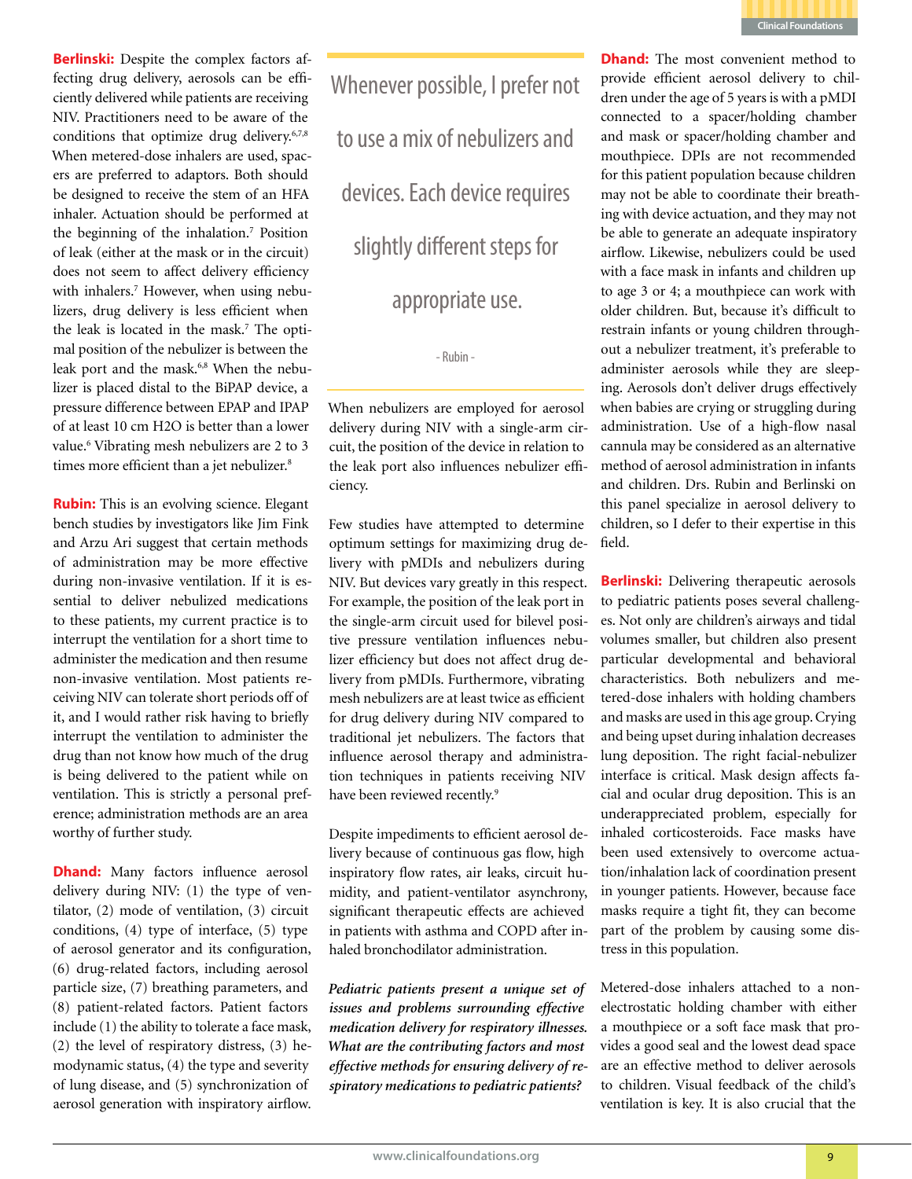**Berlinski:** Despite the complex factors affecting drug delivery, aerosols can be efficiently delivered while patients are receiving NIV. Practitioners need to be aware of the conditions that optimize drug delivery.[6,7,8] When metered-dose inhalers are used, spacers are preferred to adaptors. Both should be designed to receive the stem of an HFA inhaler. Actuation should be performed at the beginning of the inhalation.[7] Position of leak (either at the mask or in the circuit) does not seem to affect delivery efficiency with inhalers.[7] However, when using nebulizers, drug delivery is less efficient when the leak is located in the mask.[7] The optimal position of the nebulizer is between the leak port and the mask.[6,8] When the nebulizer is placed distal to the BiPAP device, a pressure difference between EPAP and IPAP of at least 10 cm H2O is better than a lower value.[6] Vibrating mesh nebulizers are 2 to 3 times more efficient than a jet nebulizer.[8]

**Rubin:** This is an evolving science. Elegant bench studies by investigators like Jim Fink and Arzu Ari suggest that certain methods of administration may be more effective during non-invasive ventilation. If it is essential to deliver nebulized medications to these patients, my current practice is to interrupt the ventilation for a short time to administer the medication and then resume non-invasive ventilation. Most patients receiving NIV can tolerate short periods off of it, and I would rather risk having to briefly interrupt the ventilation to administer the drug than not know how much of the drug is being delivered to the patient while on ventilation. This is strictly a personal preference; administration methods are an area worthy of further study.

**Dhand:** Many factors influence aerosol delivery during NIV: (1) the type of ventilator, (2) mode of ventilation, (3) circuit conditions, (4) type of interface, (5) type of aerosol generator and its configuration, (6) drug-related factors, including aerosol particle size, (7) breathing parameters, and (8) patient-related factors. Patient factors include (1) the ability to tolerate a face mask, (2) the level of respiratory distress, (3) hemodynamic status, (4) the type and severity of lung disease, and (5) synchronization of aerosol generation with inspiratory airflow.

> Whenever possible, I prefer not to use a mix of nebulizers and devices. Each device requires slightly different steps for appropriate use.
>
> - Rubin -

When nebulizers are employed for aerosol delivery during NIV with a single-arm circuit, the position of the device in relation to the leak port also influences nebulizer efficiency.

Few studies have attempted to determine optimum settings for maximizing drug delivery with pMDIs and nebulizers during NIV. But devices vary greatly in this respect. For example, the position of the leak port in the single-arm circuit used for bilevel positive pressure ventilation influences nebulizer efficiency but does not affect drug delivery from pMDIs. Furthermore, vibrating mesh nebulizers are at least twice as efficient for drug delivery during NIV compared to traditional jet nebulizers. The factors that influence aerosol therapy and administration techniques in patients receiving NIV have been reviewed recently.[9]

Despite impediments to efficient aerosol delivery because of continuous gas flow, high inspiratory flow rates, air leaks, circuit humidity, and patient-ventilator asynchrony, significant therapeutic effects are achieved in patients with asthma and COPD after inhaled bronchodilator administration.

***Pediatric patients present a unique set of issues and problems surrounding effective medication delivery for respiratory illnesses. What are the contributing factors and most effective methods for ensuring delivery of respiratory medications to pediatric patients?***

**Dhand:** The most convenient method to provide efficient aerosol delivery to children under the age of 5 years is with a pMDI connected to a spacer/holding chamber and mask or spacer/holding chamber and mouthpiece. DPIs are not recommended for this patient population because children may not be able to coordinate their breathing with device actuation, and they may not be able to generate an adequate inspiratory airflow. Likewise, nebulizers could be used with a face mask in infants and children up to age 3 or 4; a mouthpiece can work with older children. But, because it's difficult to restrain infants or young children throughout a nebulizer treatment, it's preferable to administer aerosols while they are sleeping. Aerosols don't deliver drugs effectively when babies are crying or struggling during administration. Use of a high-flow nasal cannula may be considered as an alternative method of aerosol administration in infants and children. Drs. Rubin and Berlinski on this panel specialize in aerosol delivery to children, so I defer to their expertise in this field.

**Berlinski:** Delivering therapeutic aerosols to pediatric patients poses several challenges. Not only are children's airways and tidal volumes smaller, but children also present particular developmental and behavioral characteristics. Both nebulizers and metered-dose inhalers with holding chambers and masks are used in this age group. Crying and being upset during inhalation decreases lung deposition. The right facial-nebulizer interface is critical. Mask design affects facial and ocular drug deposition. This is an underappreciated problem, especially for inhaled corticosteroids. Face masks have been used extensively to overcome actuation/inhalation lack of coordination present in younger patients. However, because face masks require a tight fit, they can become part of the problem by causing some distress in this population.

Metered-dose inhalers attached to a non-electrostatic holding chamber with either a mouthpiece or a soft face mask that provides a good seal and the lowest dead space are an effective method to deliver aerosols to children. Visual feedback of the child's ventilation is key. It is also crucial that the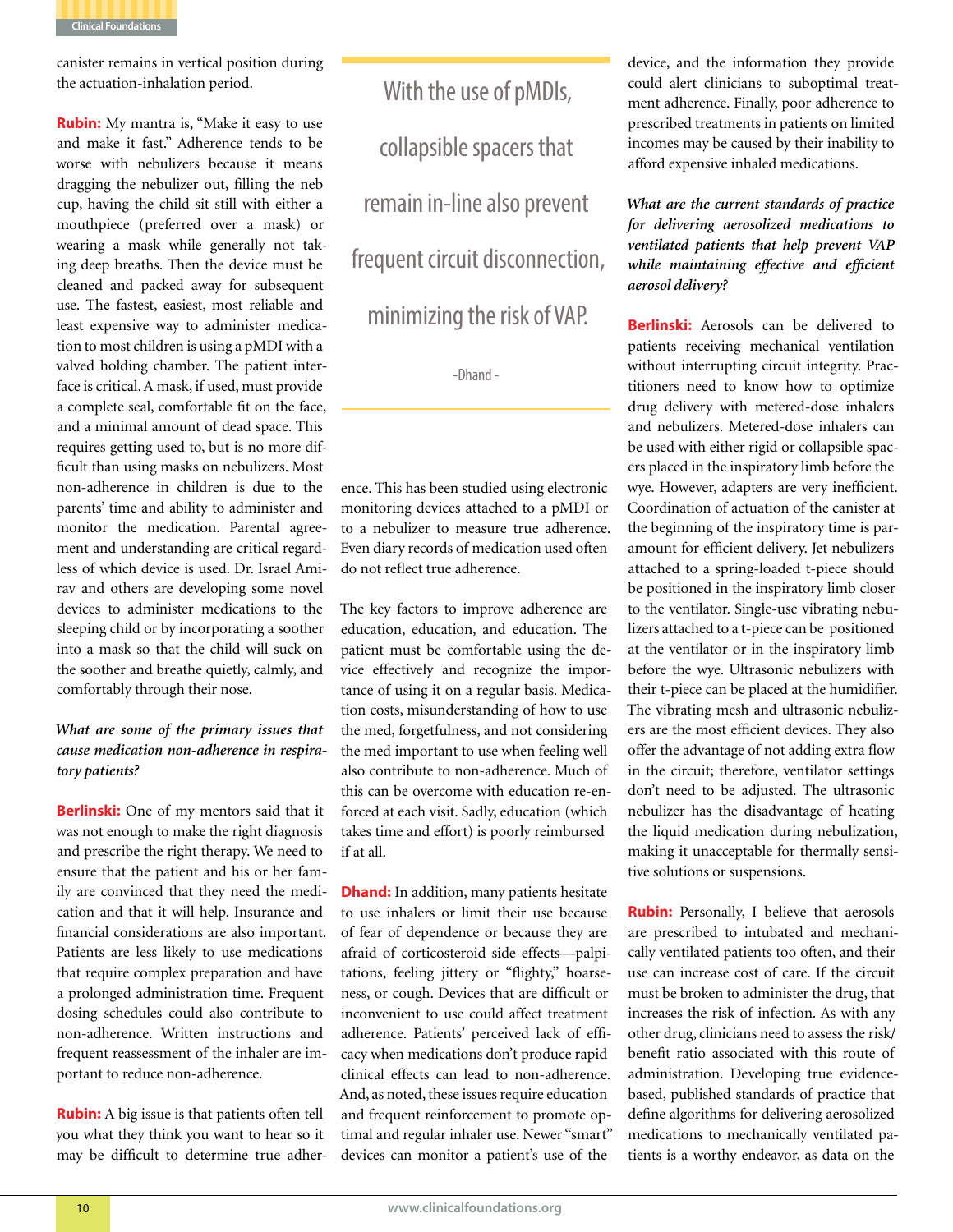canister remains in vertical position during the actuation-inhalation period.

**Rubin:** My mantra is, "Make it easy to use and make it fast." Adherence tends to be worse with nebulizers because it means dragging the nebulizer out, filling the neb cup, having the child sit still with either a mouthpiece (preferred over a mask) or wearing a mask while generally not taking deep breaths. Then the device must be cleaned and packed away for subsequent use. The fastest, easiest, most reliable and least expensive way to administer medication to most children is using a pMDI with a valved holding chamber. The patient interface is critical. A mask, if used, must provide a complete seal, comfortable fit on the face, and a minimal amount of dead space. This requires getting used to, but is no more difficult than using masks on nebulizers. Most non-adherence in children is due to the parents' time and ability to administer and monitor the medication. Parental agreement and understanding are critical regardless of which device is used. Dr. Israel Amirav and others are developing some novel devices to administer medications to the sleeping child or by incorporating a soother into a mask so that the child will suck on the soother and breathe quietly, calmly, and comfortably through their nose.

*What are some of the primary issues that cause medication non-adherence in respiratory patients?*

**Berlinski:** One of my mentors said that it was not enough to make the right diagnosis and prescribe the right therapy. We need to ensure that the patient and his or her family are convinced that they need the medication and that it will help. Insurance and financial considerations are also important. Patients are less likely to use medications that require complex preparation and have a prolonged administration time. Frequent dosing schedules could also contribute to non-adherence. Written instructions and frequent reassessment of the inhaler are important to reduce non-adherence.

**Rubin:** A big issue is that patients often tell you what they think you want to hear so it may be difficult to determine true adherence. This has been studied using electronic monitoring devices attached to a pMDI or to a nebulizer to measure true adherence. Even diary records of medication used often do not reflect true adherence.

> With the use of pMDIs, collapsible spacers that remain in-line also prevent frequent circuit disconnection, minimizing the risk of VAP.
>
> -Dhand -

The key factors to improve adherence are education, education, and education. The patient must be comfortable using the device effectively and recognize the importance of using it on a regular basis. Medication costs, misunderstanding of how to use the med, forgetfulness, and not considering the med important to use when feeling well also contribute to non-adherence. Much of this can be overcome with education re-enforced at each visit. Sadly, education (which takes time and effort) is poorly reimbursed if at all.

**Dhand:** In addition, many patients hesitate to use inhalers or limit their use because of fear of dependence or because they are afraid of corticosteroid side effects—palpitations, feeling jittery or "flighty," hoarseness, or cough. Devices that are difficult or inconvenient to use could affect treatment adherence. Patients' perceived lack of efficacy when medications don't produce rapid clinical effects can lead to non-adherence. And, as noted, these issues require education and frequent reinforcement to promote optimal and regular inhaler use. Newer "smart" devices can monitor a patient's use of the device, and the information they provide could alert clinicians to suboptimal treatment adherence. Finally, poor adherence to prescribed treatments in patients on limited incomes may be caused by their inability to afford expensive inhaled medications.

*What are the current standards of practice for delivering aerosolized medications to ventilated patients that help prevent VAP while maintaining effective and efficient aerosol delivery?*

**Berlinski:** Aerosols can be delivered to patients receiving mechanical ventilation without interrupting circuit integrity. Practitioners need to know how to optimize drug delivery with metered-dose inhalers and nebulizers. Metered-dose inhalers can be used with either rigid or collapsible spacers placed in the inspiratory limb before the wye. However, adapters are very inefficient. Coordination of actuation of the canister at the beginning of the inspiratory time is paramount for efficient delivery. Jet nebulizers attached to a spring-loaded t-piece should be positioned in the inspiratory limb closer to the ventilator. Single-use vibrating nebulizers attached to a t-piece can be positioned at the ventilator or in the inspiratory limb before the wye. Ultrasonic nebulizers with their t-piece can be placed at the humidifier. The vibrating mesh and ultrasonic nebulizers are the most efficient devices. They also offer the advantage of not adding extra flow in the circuit; therefore, ventilator settings don't need to be adjusted. The ultrasonic nebulizer has the disadvantage of heating the liquid medication during nebulization, making it unacceptable for thermally sensitive solutions or suspensions.

**Rubin:** Personally, I believe that aerosols are prescribed to intubated and mechanically ventilated patients too often, and their use can increase cost of care. If the circuit must be broken to administer the drug, that increases the risk of infection. As with any other drug, clinicians need to assess the risk/benefit ratio associated with this route of administration. Developing true evidence-based, published standards of practice that define algorithms for delivering aerosolized medications to mechanically ventilated patients is a worthy endeavor, as data on the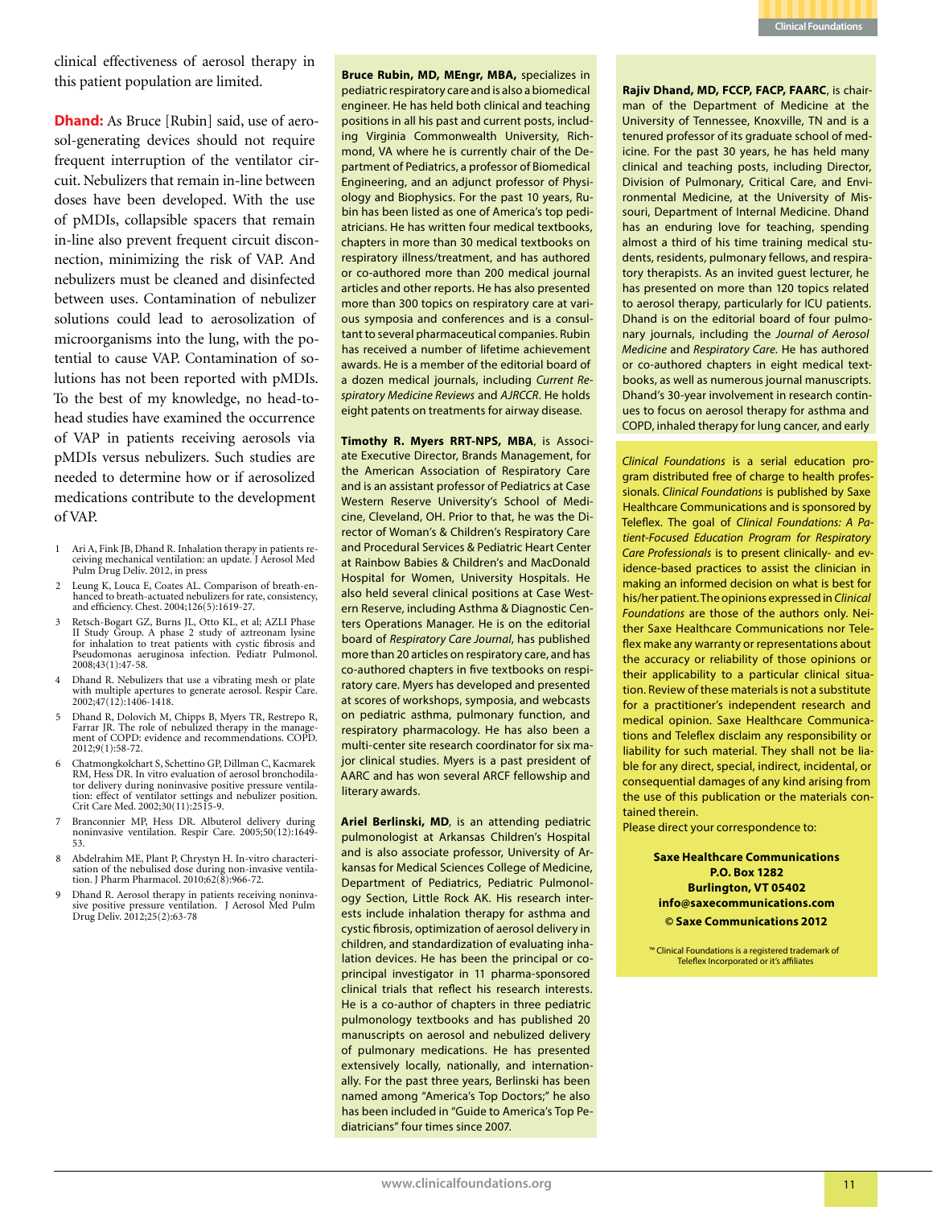clinical effectiveness of aerosol therapy in this patient population are limited.

**Dhand:** As Bruce [Rubin] said, use of aerosol-generating devices should not require frequent interruption of the ventilator circuit. Nebulizers that remain in-line between doses have been developed. With the use of pMDIs, collapsible spacers that remain in-line also prevent frequent circuit disconnection, minimizing the risk of VAP. And nebulizers must be cleaned and disinfected between uses. Contamination of nebulizer solutions could lead to aerosolization of microorganisms into the lung, with the potential to cause VAP. Contamination of solutions has not been reported with pMDIs. To the best of my knowledge, no head-to-head studies have examined the occurrence of VAP in patients receiving aerosols via pMDIs versus nebulizers. Such studies are needed to determine how or if aerosolized medications contribute to the development of VAP.

1. Ari A, Fink JB, Dhand R. Inhalation therapy in patients receiving mechanical ventilation: an update. J Aerosol Med Pulm Drug Deliv. 2012, in press
2. Leung K, Louca E, Coates AL. Comparison of breath-enhanced to breath-actuated nebulizers for rate, consistency, and efficiency. Chest. 2004;126(5):1619-27.
3. Retsch-Bogart GZ, Burns JL, Otto KL, et al; AZLI Phase II Study Group. A phase 2 study of aztreonam lysine for inhalation to treat patients with cystic fibrosis and Pseudomonas aeruginosa infection. Pediatr Pulmonol. 2008;43(1):47-58.
4. Dhand R. Nebulizers that use a vibrating mesh or plate with multiple apertures to generate aerosol. Respir Care. 2002;47(12):1406-1418.
5. Dhand R, Dolovich M, Chipps B, Myers TR, Restrepo R, Farrar JR. The role of nebulized therapy in the management of COPD: evidence and recommendations. COPD. 2012;9(1):58-72.
6. Chatmongkolchart S, Schettino GP, Dillman C, Kacmarek RM, Hess DR. In vitro evaluation of aerosol bronchodilator delivery during noninvasive positive pressure ventilation: effect of ventilator settings and nebulizer position. Crit Care Med. 2002;30(11):2515-9.
7. Branconnier MP, Hess DR. Albuterol delivery during noninvasive ventilation. Respir Care. 2005;50(12):1649-53.
8. Abdelrahim ME, Plant P, Chrystyn H. In-vitro characterisation of the nebulised dose during non-invasive ventilation. J Pharm Pharmacol. 2010;62(8):966-72.
9. Dhand R. Aerosol therapy in patients receiving noninvasive positive pressure ventilation. J Aerosol Med Pulm Drug Deliv. 2012;25(2):63-78

**Bruce Rubin, MD, MEngr, MBA,** specializes in pediatric respiratory care and is also a biomedical engineer. He has held both clinical and teaching positions in all his past and current posts, including Virginia Commonwealth University, Richmond, VA where he is currently chair of the Department of Pediatrics, a professor of Biomedical Engineering, and an adjunct professor of Physiology and Biophysics. For the past 10 years, Rubin has been listed as one of America's top pediatricians. He has written four medical textbooks, chapters in more than 30 medical textbooks on respiratory illness/treatment, and has authored or co-authored more than 200 medical journal articles and other reports. He has also presented more than 300 topics on respiratory care at various symposia and conferences and is a consultant to several pharmaceutical companies. Rubin has received a number of lifetime achievement awards. He is a member of the editorial board of a dozen medical journals, including *Current Respiratory Medicine Reviews* and *AJRCCR*. He holds eight patents on treatments for airway disease.

**Timothy R. Myers RRT-NPS, MBA**, is Associate Executive Director, Brands Management, for the American Association of Respiratory Care and is an assistant professor of Pediatrics at Case Western Reserve University's School of Medicine, Cleveland, OH. Prior to that, he was the Director of Woman's & Children's Respiratory Care and Procedural Services & Pediatric Heart Center at Rainbow Babies & Children's and MacDonald Hospital for Women, University Hospitals. He also held several clinical positions at Case Western Reserve, including Asthma & Diagnostic Centers Operations Manager. He is on the editorial board of *Respiratory Care Journal*, has published more than 20 articles on respiratory care, and has co-authored chapters in five textbooks on respiratory care. Myers has developed and presented at scores of workshops, symposia, and webcasts on pediatric asthma, pulmonary function, and respiratory pharmacology. He has also been a multi-center site research coordinator for six major clinical studies. Myers is a past president of AARC and has won several ARCF fellowship and literary awards.

**Ariel Berlinski, MD**, is an attending pediatric pulmonologist at Arkansas Children's Hospital and is also associate professor, University of Arkansas for Medical Sciences College of Medicine, Department of Pediatrics, Pediatric Pulmonology Section, Little Rock AK. His research interests include inhalation therapy for asthma and cystic fibrosis, optimization of aerosol delivery in children, and standardization of evaluating inhalation devices. He has been the principal or co-principal investigator in 11 pharma-sponsored clinical trials that reflect his research interests. He is a co-author of chapters in three pediatric pulmonology textbooks and has published 20 manuscripts on aerosol and nebulized delivery of pulmonary medications. He has presented extensively locally, nationally, and internationally. For the past three years, Berlinski has been named among "America's Top Doctors;" he also has been included in "Guide to America's Top Pediatricians" four times since 2007.

**Rajiv Dhand, MD, FCCP, FACP, FAARC**, is chairman of the Department of Medicine at the University of Tennessee, Knoxville, TN and is a tenured professor of its graduate school of medicine. For the past 30 years, he has held many clinical and teaching posts, including Director, Division of Pulmonary, Critical Care, and Environmental Medicine, at the University of Missouri, Department of Internal Medicine. Dhand has an enduring love for teaching, spending almost a third of his time training medical students, residents, pulmonary fellows, and respiratory therapists. As an invited guest lecturer, he has presented on more than 120 topics related to aerosol therapy, particularly for ICU patients. Dhand is on the editorial board of four pulmonary journals, including the *Journal of Aerosol Medicine* and *Respiratory Care*. He has authored or co-authored chapters in eight medical textbooks, as well as numerous journal manuscripts. Dhand's 30-year involvement in research continues to focus on aerosol therapy for asthma and COPD, inhaled therapy for lung cancer, and early

*Clinical Foundations* is a serial education program distributed free of charge to health professionals. *Clinical Foundations* is published by Saxe Healthcare Communications and is sponsored by Teleflex. The goal of *Clinical Foundations: A Patient-Focused Education Program for Respiratory Care Professionals* is to present clinically- and evidence-based practices to assist the clinician in making an informed decision on what is best for his/her patient. The opinions expressed in *Clinical Foundations* are those of the authors only. Neither Saxe Healthcare Communications nor Teleflex make any warranty or representations about the accuracy or reliability of those opinions or their applicability to a particular clinical situation. Review of these materials is not a substitute for a practitioner's independent research and medical opinion. Saxe Healthcare Communications and Teleflex disclaim any responsibility or liability for such material. They shall not be liable for any direct, special, indirect, incidental, or consequential damages of any kind arising from the use of this publication or the materials contained therein.

Please direct your correspondence to:

**Saxe Healthcare Communications**
**P.O. Box 1282**
**Burlington, VT 05402**
**info@saxecommunications.com**
**© Saxe Communications 2012**

™ Clinical Foundations is a registered trademark of Teleflex Incorporated or it's affiliates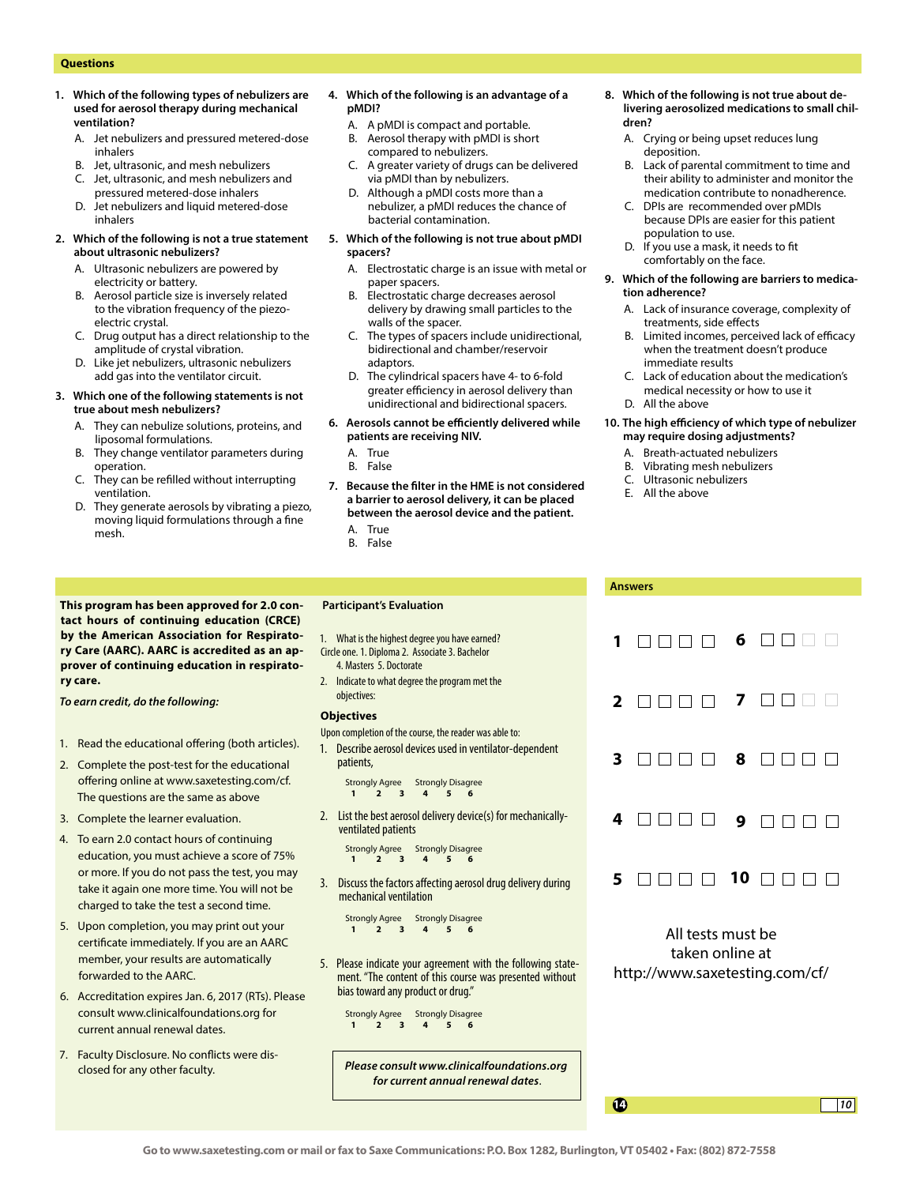## Questions

**1. Which of the following types of nebulizers are used for aerosol therapy during mechanical ventilation?**

A. Jet nebulizers and pressured metered-dose inhalers
B. Jet, ultrasonic, and mesh nebulizers
C. Jet, ultrasonic, and mesh nebulizers and pressured metered-dose inhalers
D. Jet nebulizers and liquid metered-dose inhalers

**2. Which of the following is not a true statement about ultrasonic nebulizers?**

A. Ultrasonic nebulizers are powered by electricity or battery.
B. Aerosol particle size is inversely related to the vibration frequency of the piezo-electric crystal.
C. Drug output has a direct relationship to the amplitude of crystal vibration.
D. Like jet nebulizers, ultrasonic nebulizers add gas into the ventilator circuit.

**3. Which one of the following statements is not true about mesh nebulizers?**

A. They can nebulize solutions, proteins, and liposomal formulations.
B. They change ventilator parameters during operation.
C. They can be refilled without interrupting ventilation.
D. They generate aerosols by vibrating a piezo, moving liquid formulations through a fine mesh.

**4. Which of the following is an advantage of a pMDI?**

A. A pMDI is compact and portable.
B. Aerosol therapy with pMDI is short compared to nebulizers.
C. A greater variety of drugs can be delivered via pMDI than by nebulizers.
D. Although a pMDI costs more than a nebulizer, a pMDI reduces the chance of bacterial contamination.

**5. Which of the following is not true about pMDI spacers?**

A. Electrostatic charge is an issue with metal or paper spacers.
B. Electrostatic charge decreases aerosol delivery by drawing small particles to the walls of the spacer.
C. The types of spacers include unidirectional, bidirectional and chamber/reservoir adaptors.
D. The cylindrical spacers have 4- to 6-fold greater efficiency in aerosol delivery than unidirectional and bidirectional spacers.

**6. Aerosols cannot be efficiently delivered while patients are receiving NIV.**

A. True
B. False

**7. Because the filter in the HME is not considered a barrier to aerosol delivery, it can be placed between the aerosol device and the patient.**

A. True
B. False

**8. Which of the following is not true about delivering aerosolized medications to small children?**

A. Crying or being upset reduces lung deposition.
B. Lack of parental commitment to time and their ability to administer and monitor the medication contribute to nonadherence.
C. DPIs are recommended over pMDIs because DPIs are easier for this patient population to use.
D. If you use a mask, it needs to fit comfortably on the face.

**9. Which of the following are barriers to medication adherence?**

A. Lack of insurance coverage, complexity of treatments, side effects
B. Limited incomes, perceived lack of efficacy when the treatment doesn't produce immediate results
C. Lack of education about the medication's medical necessity or how to use it
D. All the above

**10. The high efficiency of which type of nebulizer may require dosing adjustments?**

A. Breath-actuated nebulizers
B. Vibrating mesh nebulizers
C. Ultrasonic nebulizers
E. All the above

**This program has been approved for 2.0 contact hours of continuing education (CRCE) by the American Association for Respiratory Care (AARC). AARC is accredited as an approver of continuing education in respiratory care.**

***To earn credit, do the following:***

1. Read the educational offering (both articles).
2. Complete the post-test for the educational offering online at www.saxetesting.com/cf. The questions are the same as above
3. Complete the learner evaluation.
4. To earn 2.0 contact hours of continuing education, you must achieve a score of 75% or more. If you do not pass the test, you may take it again one more time. You will not be charged to take the test a second time.
5. Upon completion, you may print out your certificate immediately. If you are an AARC member, your results are automatically forwarded to the AARC.
6. Accreditation expires Jan. 6, 2017 (RTs). Please consult www.clinicalfoundations.org for current annual renewal dates.
7. Faculty Disclosure. No conflicts were disclosed for any other faculty.

**Participant's Evaluation**

1. What is the highest degree you have earned? Circle one. 1. Diploma 2. Associate 3. Bachelor 4. Masters 5. Doctorate
2. Indicate to what degree the program met the objectives:

**Objectives**

Upon completion of the course, the reader was able to:

1. Describe aerosol devices used in ventilator-dependent patients,

   Strongly Agree Strongly Disagree
   1 2 3 4 5 6

2. List the best aerosol delivery device(s) for mechanically-ventilated patients

   Strongly Agree Strongly Disagree
   1 2 3 4 5 6

3. Discuss the factors affecting aerosol drug delivery during mechanical ventilation

   Strongly Agree Strongly Disagree
   1 2 3 4 5 6

5. Please indicate your agreement with the following statement. "The content of this course was presented without bias toward any product or drug."

   Strongly Agree Strongly Disagree
   1 2 3 4 5 6

***Please consult www.clinicalfoundations.org for current annual renewal dates.***

**Answers**

| | | | |
|---|---|---|---|
| **1** | ☐ ☐ ☐ ☐ | **6** | ☐ ☐ ☐ ☐ |
| **2** | ☐ ☐ ☐ ☐ | **7** | ☐ ☐ ☐ ☐ |
| **3** | ☐ ☐ ☐ ☐ | **8** | ☐ ☐ ☐ ☐ |
| **4** | ☐ ☐ ☐ ☐ | **9** | ☐ ☐ ☐ ☐ |
| **5** | ☐ ☐ ☐ ☐ | **10** | ☐ ☐ ☐ ☐ |

All tests must be taken online at http://www.saxetesting.com/cf/

Go to www.saxetesting.com or mail or fax to Saxe Communications: P.O. Box 1282, Burlington, VT 05402 • Fax: (802) 872-7558